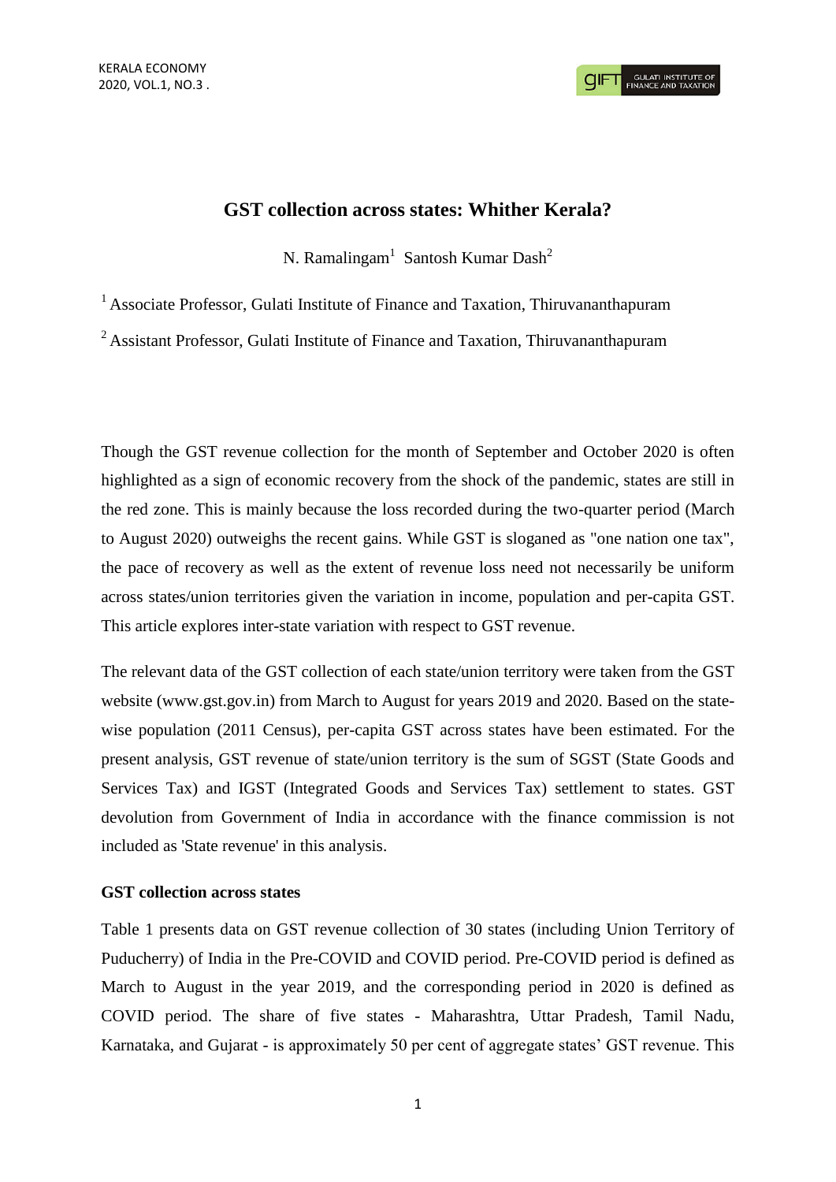# GST collection across states: Whither Kerala?

N. Ramalingam[1] Santosh Kumar Dash[2]

[1] Associate Professor, Gulati Institute of Finance and Taxation, Thiruvananthapuram

[2] Assistant Professor, Gulati Institute of Finance and Taxation, Thiruvananthapuram

Though the GST revenue collection for the month of September and October 2020 is often highlighted as a sign of economic recovery from the shock of the pandemic, states are still in the red zone. This is mainly because the loss recorded during the two-quarter period (March to August 2020) outweighs the recent gains. While GST is sloganed as "one nation one tax", the pace of recovery as well as the extent of revenue loss need not necessarily be uniform across states/union territories given the variation in income, population and per-capita GST. This article explores inter-state variation with respect to GST revenue.

The relevant data of the GST collection of each state/union territory were taken from the GST website (www.gst.gov.in) from March to August for years 2019 and 2020. Based on the state-wise population (2011 Census), per-capita GST across states have been estimated. For the present analysis, GST revenue of state/union territory is the sum of SGST (State Goods and Services Tax) and IGST (Integrated Goods and Services Tax) settlement to states. GST devolution from Government of India in accordance with the finance commission is not included as 'State revenue' in this analysis.

### GST collection across states

Table 1 presents data on GST revenue collection of 30 states (including Union Territory of Puducherry) of India in the Pre-COVID and COVID period. Pre-COVID period is defined as March to August in the year 2019, and the corresponding period in 2020 is defined as COVID period. The share of five states - Maharashtra, Uttar Pradesh, Tamil Nadu, Karnataka, and Gujarat - is approximately 50 per cent of aggregate states' GST revenue. This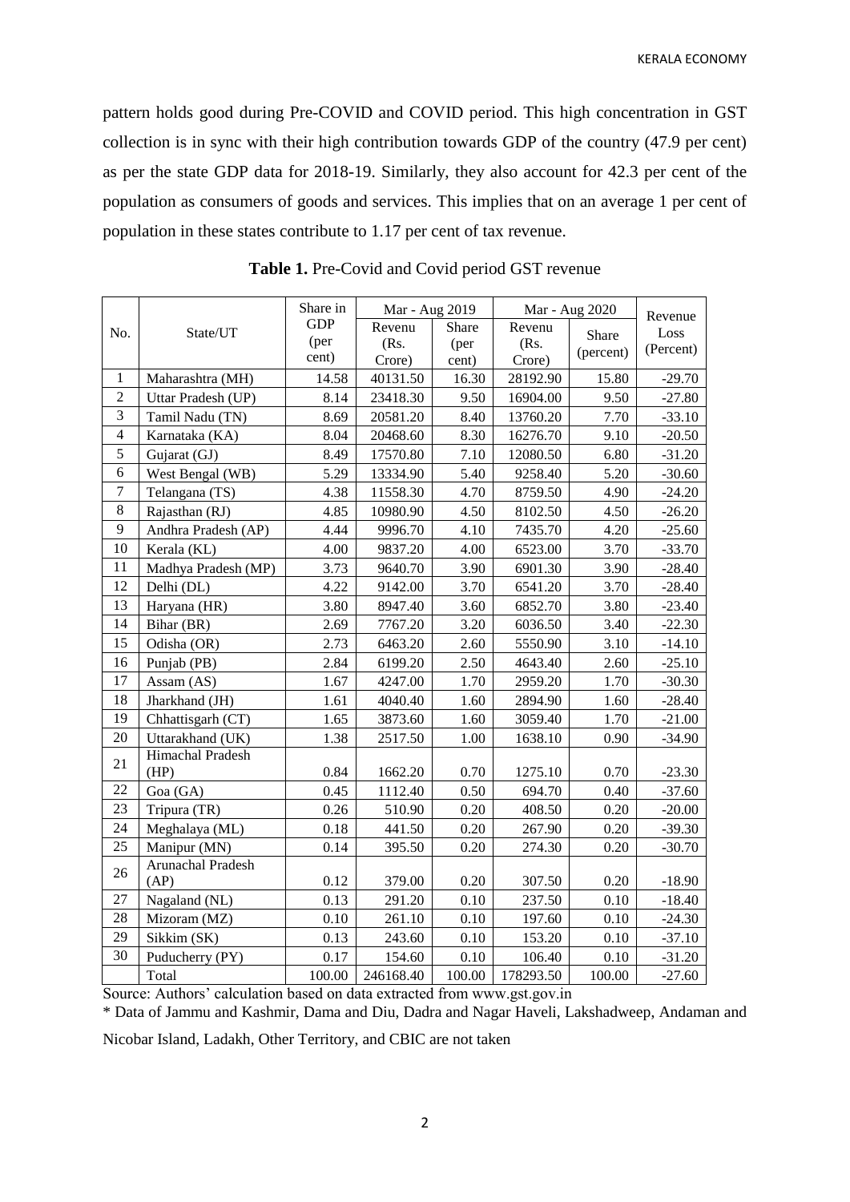pattern holds good during Pre-COVID and COVID period. This high concentration in GST collection is in sync with their high contribution towards GDP of the country (47.9 per cent) as per the state GDP data for 2018-19. Similarly, they also account for 42.3 per cent of the population as consumers of goods and services. This implies that on an average 1 per cent of population in these states contribute to 1.17 per cent of tax revenue.

**Table 1.** Pre-Covid and Covid period GST revenue

| No. | State/UT | Share in GDP (per cent) | Mar - Aug 2019 | | Mar - Aug 2020 | | Revenue Loss (Percent) |
|---|---|---|---|---|---|---|---|
| | | | Revenu (Rs. Crore) | Share (per cent) | Revenu (Rs. Crore) | Share (percent) | |
| 1 | Maharashtra (MH) | 14.58 | 40131.50 | 16.30 | 28192.90 | 15.80 | -29.70 |
| 2 | Uttar Pradesh (UP) | 8.14 | 23418.30 | 9.50 | 16904.00 | 9.50 | -27.80 |
| 3 | Tamil Nadu (TN) | 8.69 | 20581.20 | 8.40 | 13760.20 | 7.70 | -33.10 |
| 4 | Karnataka (KA) | 8.04 | 20468.60 | 8.30 | 16276.70 | 9.10 | -20.50 |
| 5 | Gujarat (GJ) | 8.49 | 17570.80 | 7.10 | 12080.50 | 6.80 | -31.20 |
| 6 | West Bengal (WB) | 5.29 | 13334.90 | 5.40 | 9258.40 | 5.20 | -30.60 |
| 7 | Telangana (TS) | 4.38 | 11558.30 | 4.70 | 8759.50 | 4.90 | -24.20 |
| 8 | Rajasthan (RJ) | 4.85 | 10980.90 | 4.50 | 8102.50 | 4.50 | -26.20 |
| 9 | Andhra Pradesh (AP) | 4.44 | 9996.70 | 4.10 | 7435.70 | 4.20 | -25.60 |
| 10 | Kerala (KL) | 4.00 | 9837.20 | 4.00 | 6523.00 | 3.70 | -33.70 |
| 11 | Madhya Pradesh (MP) | 3.73 | 9640.70 | 3.90 | 6901.30 | 3.90 | -28.40 |
| 12 | Delhi (DL) | 4.22 | 9142.00 | 3.70 | 6541.20 | 3.70 | -28.40 |
| 13 | Haryana (HR) | 3.80 | 8947.40 | 3.60 | 6852.70 | 3.80 | -23.40 |
| 14 | Bihar (BR) | 2.69 | 7767.20 | 3.20 | 6036.50 | 3.40 | -22.30 |
| 15 | Odisha (OR) | 2.73 | 6463.20 | 2.60 | 5550.90 | 3.10 | -14.10 |
| 16 | Punjab (PB) | 2.84 | 6199.20 | 2.50 | 4643.40 | 2.60 | -25.10 |
| 17 | Assam (AS) | 1.67 | 4247.00 | 1.70 | 2959.20 | 1.70 | -30.30 |
| 18 | Jharkhand (JH) | 1.61 | 4040.40 | 1.60 | 2894.90 | 1.60 | -28.40 |
| 19 | Chhattisgarh (CT) | 1.65 | 3873.60 | 1.60 | 3059.40 | 1.70 | -21.00 |
| 20 | Uttarakhand (UK) | 1.38 | 2517.50 | 1.00 | 1638.10 | 0.90 | -34.90 |
| 21 | Himachal Pradesh (HP) | 0.84 | 1662.20 | 0.70 | 1275.10 | 0.70 | -23.30 |
| 22 | Goa (GA) | 0.45 | 1112.40 | 0.50 | 694.70 | 0.40 | -37.60 |
| 23 | Tripura (TR) | 0.26 | 510.90 | 0.20 | 408.50 | 0.20 | -20.00 |
| 24 | Meghalaya (ML) | 0.18 | 441.50 | 0.20 | 267.90 | 0.20 | -39.30 |
| 25 | Manipur (MN) | 0.14 | 395.50 | 0.20 | 274.30 | 0.20 | -30.70 |
| 26 | Arunachal Pradesh (AP) | 0.12 | 379.00 | 0.20 | 307.50 | 0.20 | -18.90 |
| 27 | Nagaland (NL) | 0.13 | 291.20 | 0.10 | 237.50 | 0.10 | -18.40 |
| 28 | Mizoram (MZ) | 0.10 | 261.10 | 0.10 | 197.60 | 0.10 | -24.30 |
| 29 | Sikkim (SK) | 0.13 | 243.60 | 0.10 | 153.20 | 0.10 | -37.10 |
| 30 | Puducherry (PY) | 0.17 | 154.60 | 0.10 | 106.40 | 0.10 | -31.20 |
| | Total | 100.00 | 246168.40 | 100.00 | 178293.50 | 100.00 | -27.60 |

Source: Authors' calculation based on data extracted from www.gst.gov.in

* Data of Jammu and Kashmir, Dama and Diu, Dadra and Nagar Haveli, Lakshadweep, Andaman and Nicobar Island, Ladakh, Other Territory, and CBIC are not taken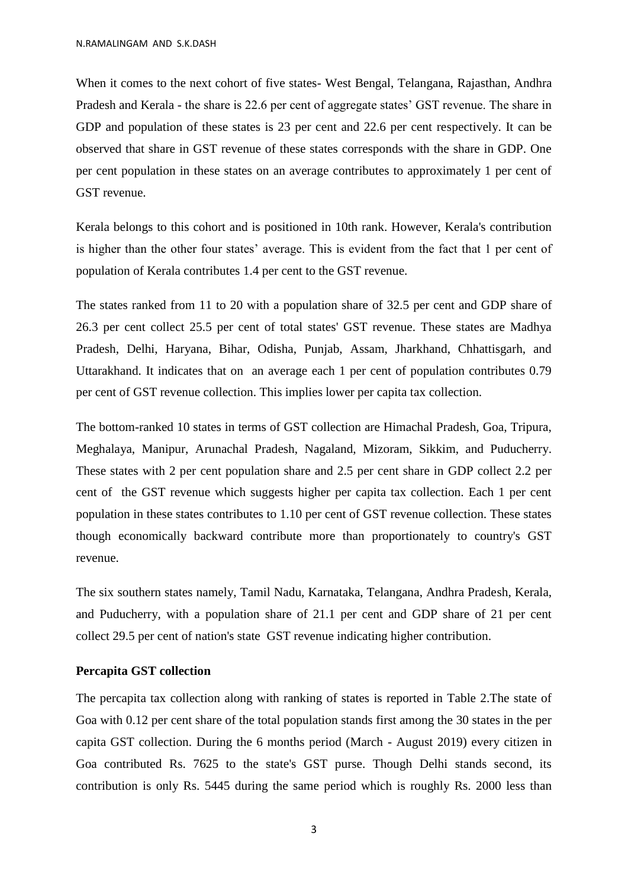When it comes to the next cohort of five states- West Bengal, Telangana, Rajasthan, Andhra Pradesh and Kerala - the share is 22.6 per cent of aggregate states' GST revenue. The share in GDP and population of these states is 23 per cent and 22.6 per cent respectively. It can be observed that share in GST revenue of these states corresponds with the share in GDP. One per cent population in these states on an average contributes to approximately 1 per cent of GST revenue.

Kerala belongs to this cohort and is positioned in 10th rank. However, Kerala's contribution is higher than the other four states' average. This is evident from the fact that 1 per cent of population of Kerala contributes 1.4 per cent to the GST revenue.

The states ranked from 11 to 20 with a population share of 32.5 per cent and GDP share of 26.3 per cent collect 25.5 per cent of total states' GST revenue. These states are Madhya Pradesh, Delhi, Haryana, Bihar, Odisha, Punjab, Assam, Jharkhand, Chhattisgarh, and Uttarakhand. It indicates that on an average each 1 per cent of population contributes 0.79 per cent of GST revenue collection. This implies lower per capita tax collection.

The bottom-ranked 10 states in terms of GST collection are Himachal Pradesh, Goa, Tripura, Meghalaya, Manipur, Arunachal Pradesh, Nagaland, Mizoram, Sikkim, and Puducherry. These states with 2 per cent population share and 2.5 per cent share in GDP collect 2.2 per cent of the GST revenue which suggests higher per capita tax collection. Each 1 per cent population in these states contributes to 1.10 per cent of GST revenue collection. These states though economically backward contribute more than proportionately to country's GST revenue.

The six southern states namely, Tamil Nadu, Karnataka, Telangana, Andhra Pradesh, Kerala, and Puducherry, with a population share of 21.1 per cent and GDP share of 21 per cent collect 29.5 per cent of nation's state GST revenue indicating higher contribution.

**Percapita GST collection**

The percapita tax collection along with ranking of states is reported in Table 2.The state of Goa with 0.12 per cent share of the total population stands first among the 30 states in the per capita GST collection. During the 6 months period (March - August 2019) every citizen in Goa contributed Rs. 7625 to the state's GST purse. Though Delhi stands second, its contribution is only Rs. 5445 during the same period which is roughly Rs. 2000 less than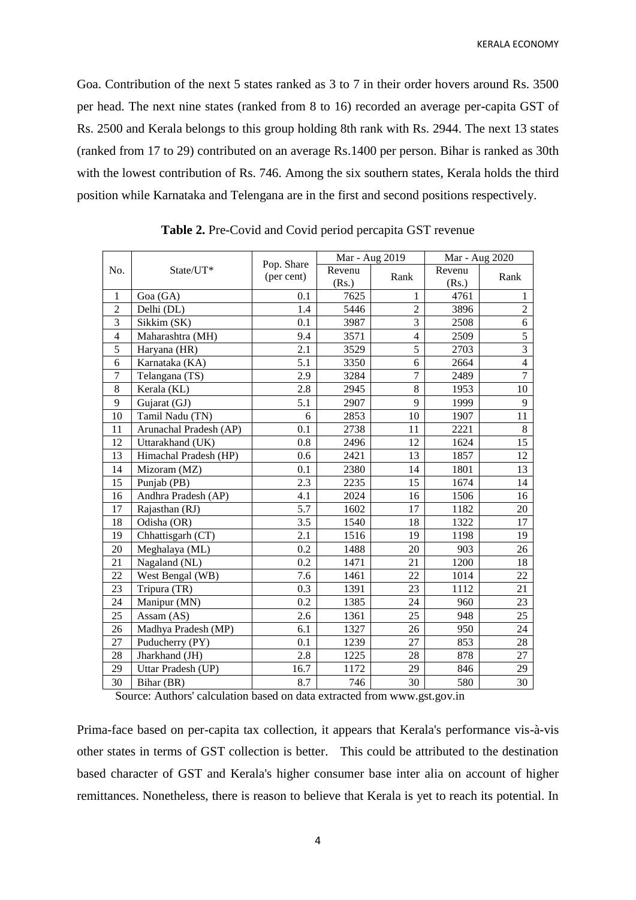Goa. Contribution of the next 5 states ranked as 3 to 7 in their order hovers around Rs. 3500 per head. The next nine states (ranked from 8 to 16) recorded an average per-capita GST of Rs. 2500 and Kerala belongs to this group holding 8th rank with Rs. 2944. The next 13 states (ranked from 17 to 29) contributed on an average Rs.1400 per person. Bihar is ranked as 30th with the lowest contribution of Rs. 746. Among the six southern states, Kerala holds the third position while Karnataka and Telengana are in the first and second positions respectively.

**Table 2.** Pre-Covid and Covid period percapita GST revenue

| No. | State/UT* | Pop. Share (per cent) | Mar - Aug 2019 | | Mar - Aug 2020 | |
|---|---|---|---|---|---|---|
| | | | Revenu (Rs.) | Rank | Revenu (Rs.) | Rank |
| 1 | Goa (GA) | 0.1 | 7625 | 1 | 4761 | 1 |
| 2 | Delhi (DL) | 1.4 | 5446 | 2 | 3896 | 2 |
| 3 | Sikkim (SK) | 0.1 | 3987 | 3 | 2508 | 6 |
| 4 | Maharashtra (MH) | 9.4 | 3571 | 4 | 2509 | 5 |
| 5 | Haryana (HR) | 2.1 | 3529 | 5 | 2703 | 3 |
| 6 | Karnataka (KA) | 5.1 | 3350 | 6 | 2664 | 4 |
| 7 | Telangana (TS) | 2.9 | 3284 | 7 | 2489 | 7 |
| 8 | Kerala (KL) | 2.8 | 2945 | 8 | 1953 | 10 |
| 9 | Gujarat (GJ) | 5.1 | 2907 | 9 | 1999 | 9 |
| 10 | Tamil Nadu (TN) | 6 | 2853 | 10 | 1907 | 11 |
| 11 | Arunachal Pradesh (AP) | 0.1 | 2738 | 11 | 2221 | 8 |
| 12 | Uttarakhand (UK) | 0.8 | 2496 | 12 | 1624 | 15 |
| 13 | Himachal Pradesh (HP) | 0.6 | 2421 | 13 | 1857 | 12 |
| 14 | Mizoram (MZ) | 0.1 | 2380 | 14 | 1801 | 13 |
| 15 | Punjab (PB) | 2.3 | 2235 | 15 | 1674 | 14 |
| 16 | Andhra Pradesh (AP) | 4.1 | 2024 | 16 | 1506 | 16 |
| 17 | Rajasthan (RJ) | 5.7 | 1602 | 17 | 1182 | 20 |
| 18 | Odisha (OR) | 3.5 | 1540 | 18 | 1322 | 17 |
| 19 | Chhattisgarh (CT) | 2.1 | 1516 | 19 | 1198 | 19 |
| 20 | Meghalaya (ML) | 0.2 | 1488 | 20 | 903 | 26 |
| 21 | Nagaland (NL) | 0.2 | 1471 | 21 | 1200 | 18 |
| 22 | West Bengal (WB) | 7.6 | 1461 | 22 | 1014 | 22 |
| 23 | Tripura (TR) | 0.3 | 1391 | 23 | 1112 | 21 |
| 24 | Manipur (MN) | 0.2 | 1385 | 24 | 960 | 23 |
| 25 | Assam (AS) | 2.6 | 1361 | 25 | 948 | 25 |
| 26 | Madhya Pradesh (MP) | 6.1 | 1327 | 26 | 950 | 24 |
| 27 | Puducherry (PY) | 0.1 | 1239 | 27 | 853 | 28 |
| 28 | Jharkhand (JH) | 2.8 | 1225 | 28 | 878 | 27 |
| 29 | Uttar Pradesh (UP) | 16.7 | 1172 | 29 | 846 | 29 |
| 30 | Bihar (BR) | 8.7 | 746 | 30 | 580 | 30 |

Source: Authors' calculation based on data extracted from www.gst.gov.in

Prima-face based on per-capita tax collection, it appears that Kerala's performance vis-à-vis other states in terms of GST collection is better. This could be attributed to the destination based character of GST and Kerala's higher consumer base inter alia on account of higher remittances. Nonetheless, there is reason to believe that Kerala is yet to reach its potential. In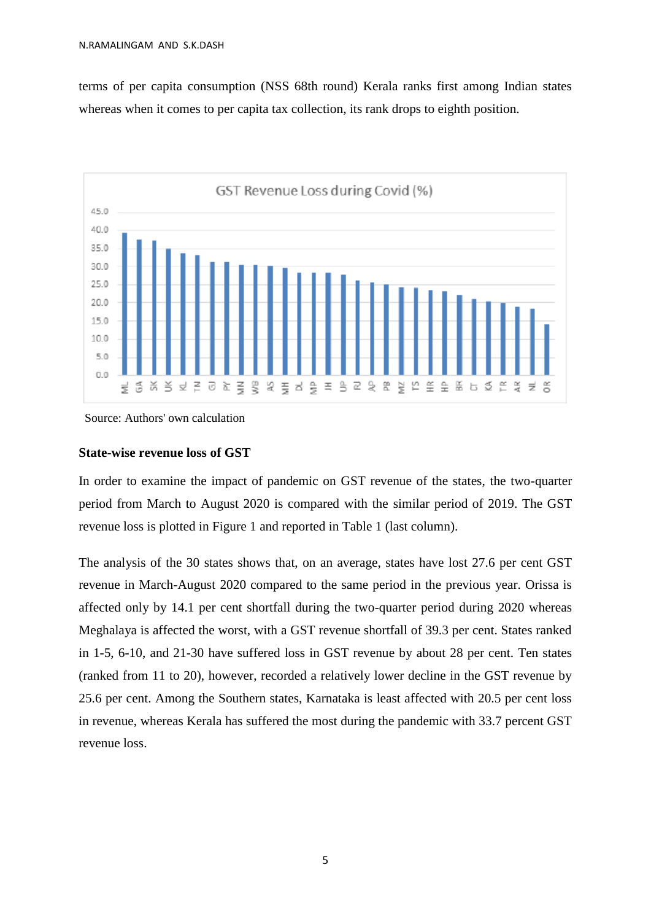terms of per capita consumption (NSS 68th round) Kerala ranks first among Indian states whereas when it comes to per capita tax collection, its rank drops to eighth position.

GST Revenue Loss during Covid (%)

45.0
40.0
35.0
30.0
25.0
20.0
15.0
10.0
5.0
0.0

ML GA SK UK KL TN GJ PY MN WB AS MH DL MP JH UP RJ AP PB MZ TS HR HP BR CT KA TR AR NL OR

Source: Authors' own calculation

**State-wise revenue loss of GST**

In order to examine the impact of pandemic on GST revenue of the states, the two-quarter period from March to August 2020 is compared with the similar period of 2019. The GST revenue loss is plotted in Figure 1 and reported in Table 1 (last column).

The analysis of the 30 states shows that, on an average, states have lost 27.6 per cent GST revenue in March-August 2020 compared to the same period in the previous year. Orissa is affected only by 14.1 per cent shortfall during the two-quarter period during 2020 whereas Meghalaya is affected the worst, with a GST revenue shortfall of 39.3 per cent. States ranked in 1-5, 6-10, and 21-30 have suffered loss in GST revenue by about 28 per cent. Ten states (ranked from 11 to 20), however, recorded a relatively lower decline in the GST revenue by 25.6 per cent. Among the Southern states, Karnataka is least affected with 20.5 per cent loss in revenue, whereas Kerala has suffered the most during the pandemic with 33.7 percent GST revenue loss.